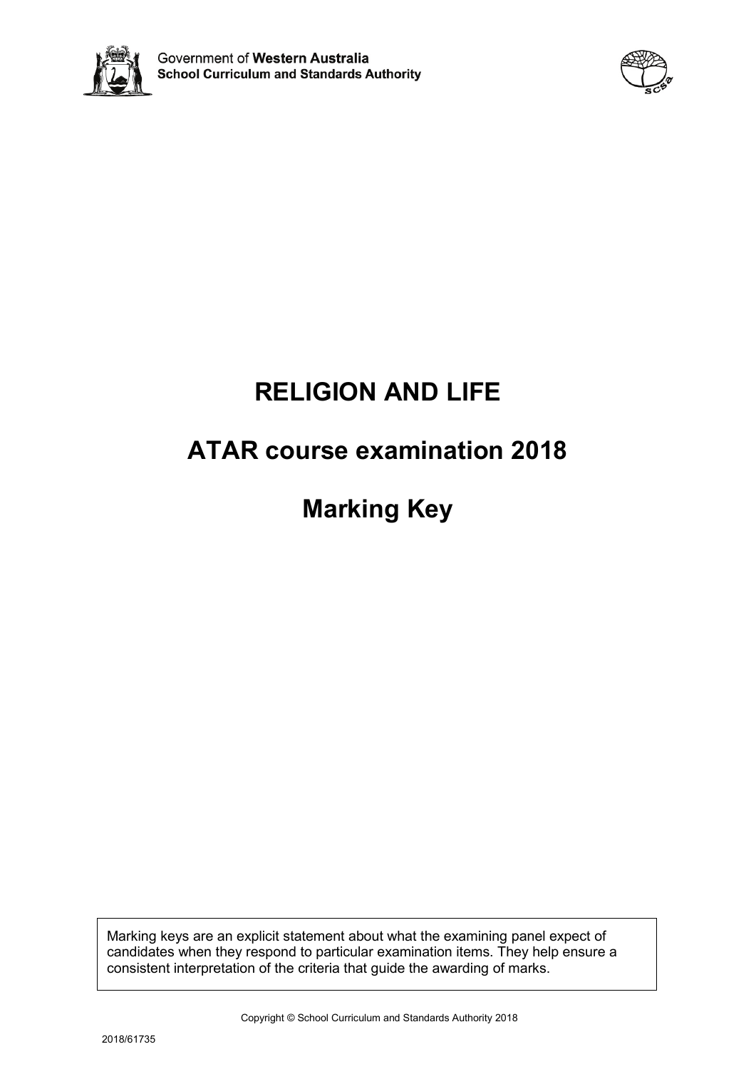Government of **Western Australia**
**School Curriculum and Standards Authority**

# RELIGION AND LIFE

# ATAR course examination 2018

# Marking Key

Marking keys are an explicit statement about what the examining panel expect of candidates when they respond to particular examination items. They help ensure a consistent interpretation of the criteria that guide the awarding of marks.

Copyright © School Curriculum and Standards Authority 2018

2018/61735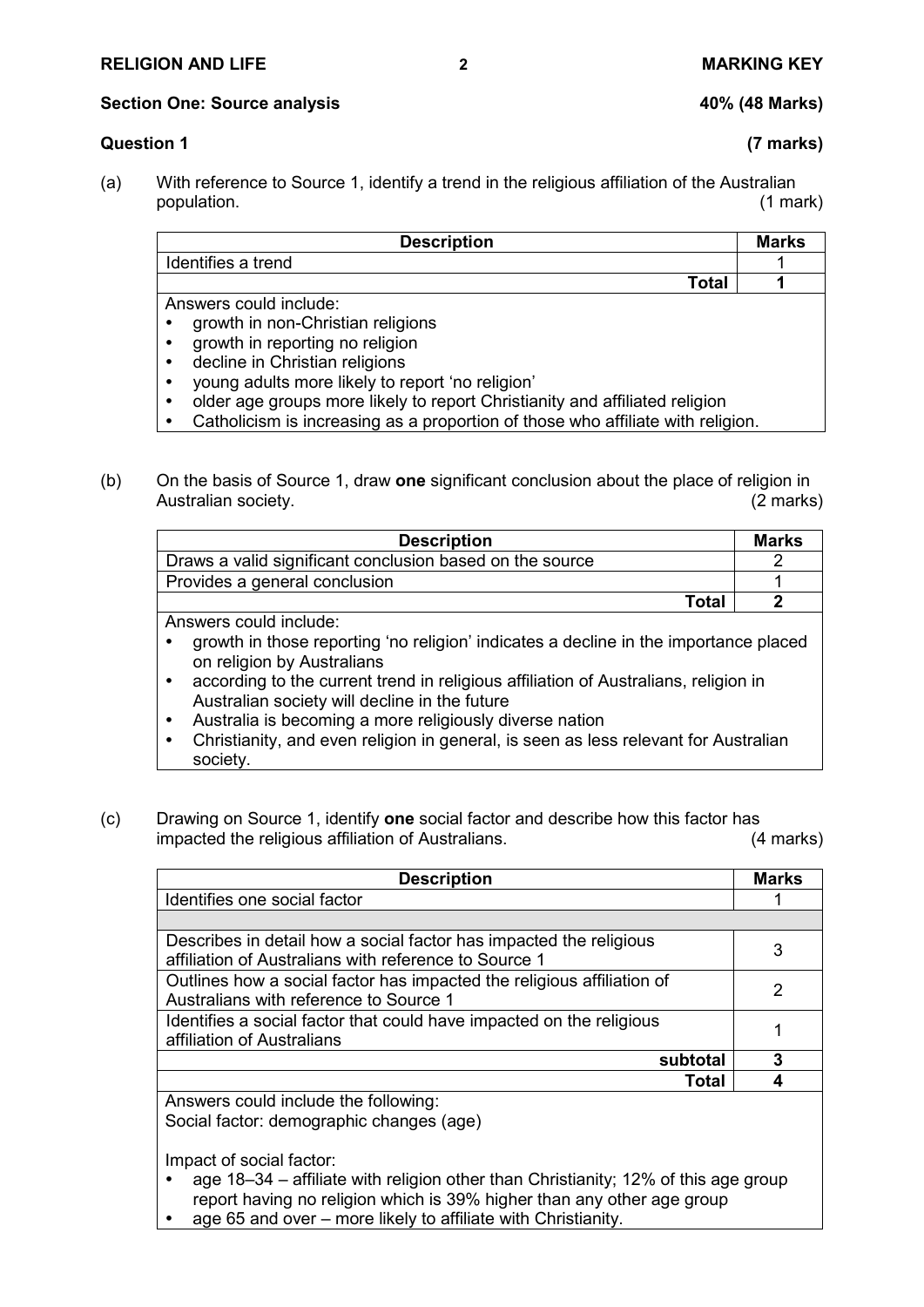**Section One: Source analysis** **40% (48 Marks)**

**Question 1** **(7 marks)**

(a) With reference to Source 1, identify a trend in the religious affiliation of the Australian population. (1 mark)

| Description | Marks |
|---|---|
| Identifies a trend | 1 |
| **Total** | **1** |

Answers could include:

- growth in non-Christian religions
- growth in reporting no religion
- decline in Christian religions
- young adults more likely to report 'no religion'
- older age groups more likely to report Christianity and affiliated religion
- Catholicism is increasing as a proportion of those who affiliate with religion.

(b) On the basis of Source 1, draw **one** significant conclusion about the place of religion in Australian society. (2 marks)

| Description | Marks |
|---|---|
| Draws a valid significant conclusion based on the source | 2 |
| Provides a general conclusion | 1 |
| **Total** | **2** |

Answers could include:

- growth in those reporting 'no religion' indicates a decline in the importance placed on religion by Australians
- according to the current trend in religious affiliation of Australians, religion in Australian society will decline in the future
- Australia is becoming a more religiously diverse nation
- Christianity, and even religion in general, is seen as less relevant for Australian society.

(c) Drawing on Source 1, identify **one** social factor and describe how this factor has impacted the religious affiliation of Australians. (4 marks)

| Description | Marks |
|---|---|
| Identifies one social factor | 1 |
| | |
| Describes in detail how a social factor has impacted the religious affiliation of Australians with reference to Source 1 | 3 |
| Outlines how a social factor has impacted the religious affiliation of Australians with reference to Source 1 | 2 |
| Identifies a social factor that could have impacted on the religious affiliation of Australians | 1 |
| **subtotal** | **3** |
| **Total** | **4** |

Answers could include the following:
Social factor: demographic changes (age)

Impact of social factor:

- age 18–34 – affiliate with religion other than Christianity; 12% of this age group report having no religion which is 39% higher than any other age group
- age 65 and over – more likely to affiliate with Christianity.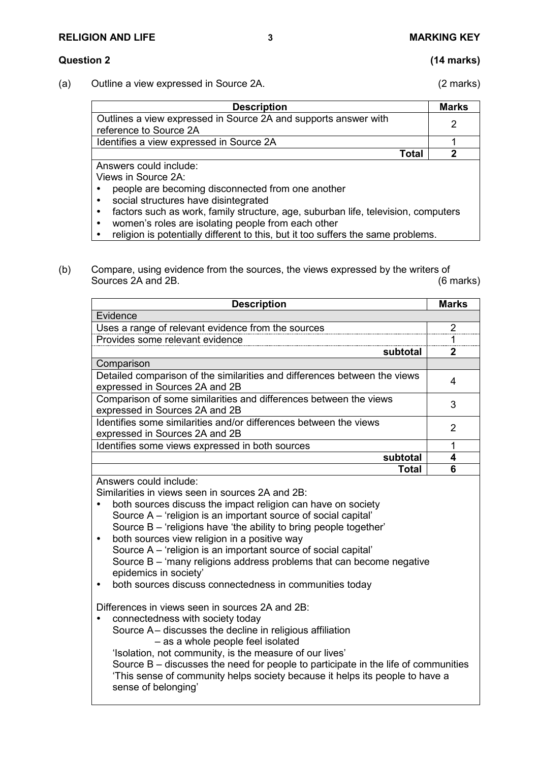## Question 2 (14 marks)

(a) Outline a view expressed in Source 2A. (2 marks)

| Description | Marks |
|---|---|
| Outlines a view expressed in Source 2A and supports answer with reference to Source 2A | 2 |
| Identifies a view expressed in Source 2A | 1 |
| **Total** | **2** |

Answers could include:
Views in Source 2A:

- people are becoming disconnected from one another
- social structures have disintegrated
- factors such as work, family structure, age, suburban life, television, computers
- women's roles are isolating people from each other
- religion is potentially different to this, but it too suffers the same problems.

(b) Compare, using evidence from the sources, the views expressed by the writers of Sources 2A and 2B. (6 marks)

| Description | Marks |
|---|---|
| Evidence | |
| Uses a range of relevant evidence from the sources | 2 |
| Provides some relevant evidence | 1 |
| **subtotal** | **2** |
| Comparison | |
| Detailed comparison of the similarities and differences between the views expressed in Sources 2A and 2B | 4 |
| Comparison of some similarities and differences between the views expressed in Sources 2A and 2B | 3 |
| Identifies some similarities and/or differences between the views expressed in Sources 2A and 2B | 2 |
| Identifies some views expressed in both sources | 1 |
| **subtotal** | **4** |
| **Total** | **6** |

Answers could include:
Similarities in views seen in sources 2A and 2B:

- both sources discuss the impact religion can have on society
  Source A – 'religion is an important source of social capital'
  Source B – 'religions have 'the ability to bring people together'
- both sources view religion in a positive way
  Source A – 'religion is an important source of social capital'
  Source B – 'many religions address problems that can become negative epidemics in society'
- both sources discuss connectedness in communities today

Differences in views seen in sources 2A and 2B:

- connectedness with society today
  Source A – discusses the decline in religious affiliation
  – as a whole people feel isolated
  'Isolation, not community, is the measure of our lives'
  Source B – discusses the need for people to participate in the life of communities
  'This sense of community helps society because it helps its people to have a sense of belonging'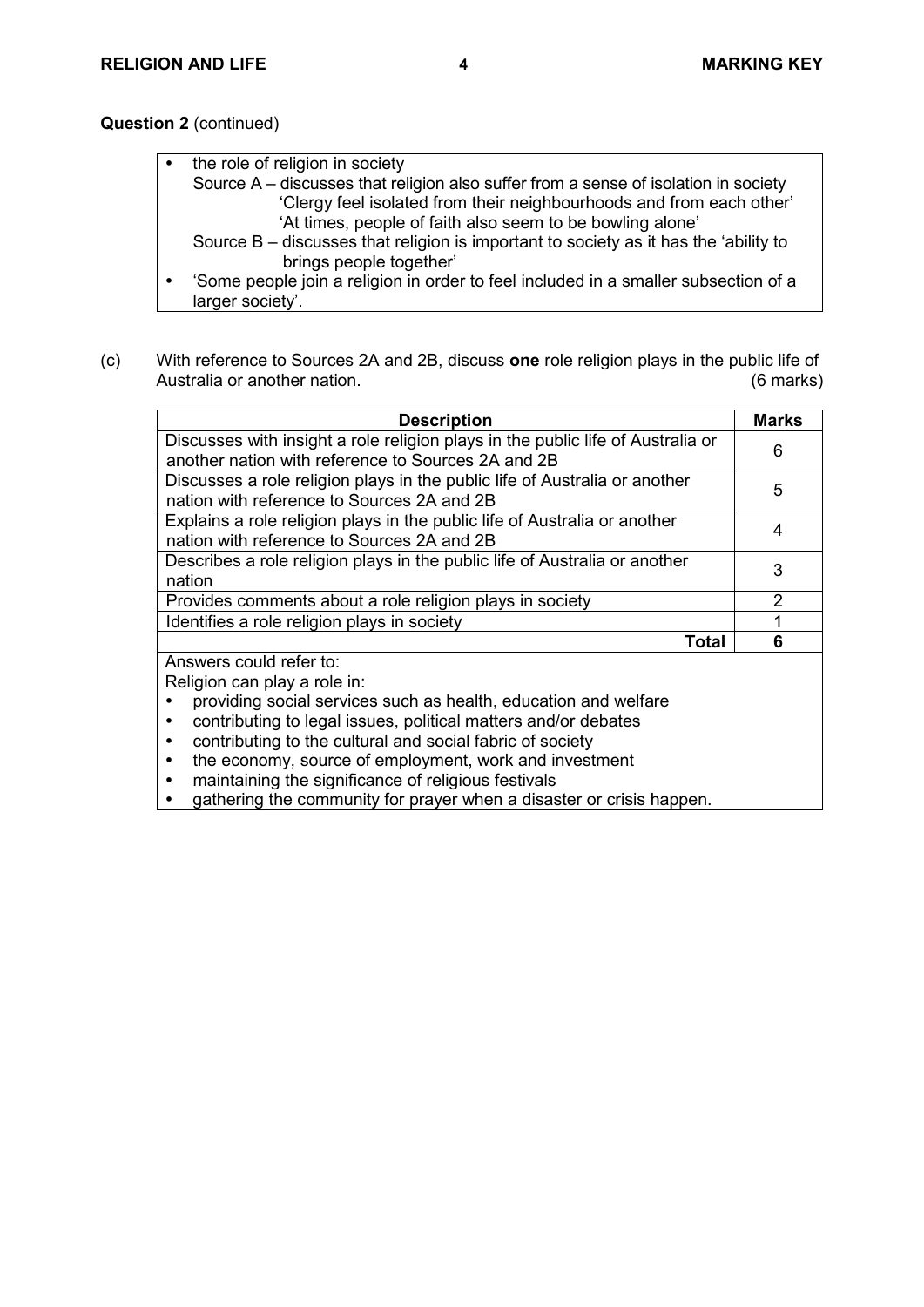**Question 2** (continued)

- the role of religion in society
  Source A – discusses that religion also suffer from a sense of isolation in society
  'Clergy feel isolated from their neighbourhoods and from each other'
  'At times, people of faith also seem to be bowling alone'
  Source B – discusses that religion is important to society as it has the 'ability to brings people together'
- 'Some people join a religion in order to feel included in a smaller subsection of a larger society'.

(c) With reference to Sources 2A and 2B, discuss **one** role religion plays in the public life of Australia or another nation. (6 marks)

| Description | Marks |
|---|---|
| Discusses with insight a role religion plays in the public life of Australia or another nation with reference to Sources 2A and 2B | 6 |
| Discusses a role religion plays in the public life of Australia or another nation with reference to Sources 2A and 2B | 5 |
| Explains a role religion plays in the public life of Australia or another nation with reference to Sources 2A and 2B | 4 |
| Describes a role religion plays in the public life of Australia or another nation | 3 |
| Provides comments about a role religion plays in society | 2 |
| Identifies a role religion plays in society | 1 |
| **Total** | **6** |

Answers could refer to:
Religion can play a role in:

- providing social services such as health, education and welfare
- contributing to legal issues, political matters and/or debates
- contributing to the cultural and social fabric of society
- the economy, source of employment, work and investment
- maintaining the significance of religious festivals
- gathering the community for prayer when a disaster or crisis happen.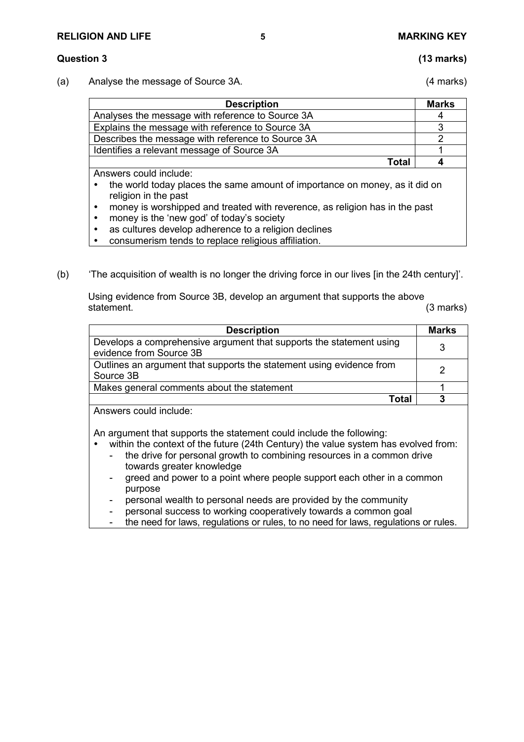**Question 3** **(13 marks)**

(a) Analyse the message of Source 3A. (4 marks)

| Description | Marks |
|---|---|
| Analyses the message with reference to Source 3A | 4 |
| Explains the message with reference to Source 3A | 3 |
| Describes the message with reference to Source 3A | 2 |
| Identifies a relevant message of Source 3A | 1 |
| **Total** | **4** |

Answers could include:

- the world today places the same amount of importance on money, as it did on religion in the past
- money is worshipped and treated with reverence, as religion has in the past
- money is the 'new god' of today's society
- as cultures develop adherence to a religion declines
- consumerism tends to replace religious affiliation.

(b) 'The acquisition of wealth is no longer the driving force in our lives [in the 24th century]'.

Using evidence from Source 3B, develop an argument that supports the above statement. (3 marks)

| Description | Marks |
|---|---|
| Develops a comprehensive argument that supports the statement using evidence from Source 3B | 3 |
| Outlines an argument that supports the statement using evidence from Source 3B | 2 |
| Makes general comments about the statement | 1 |
| **Total** | **3** |

Answers could include:

An argument that supports the statement could include the following:

- within the context of the future (24th Century) the value system has evolved from:
  - the drive for personal growth to combining resources in a common drive towards greater knowledge
  - greed and power to a point where people support each other in a common purpose
  - personal wealth to personal needs are provided by the community
  - personal success to working cooperatively towards a common goal
  - the need for laws, regulations or rules, to no need for laws, regulations or rules.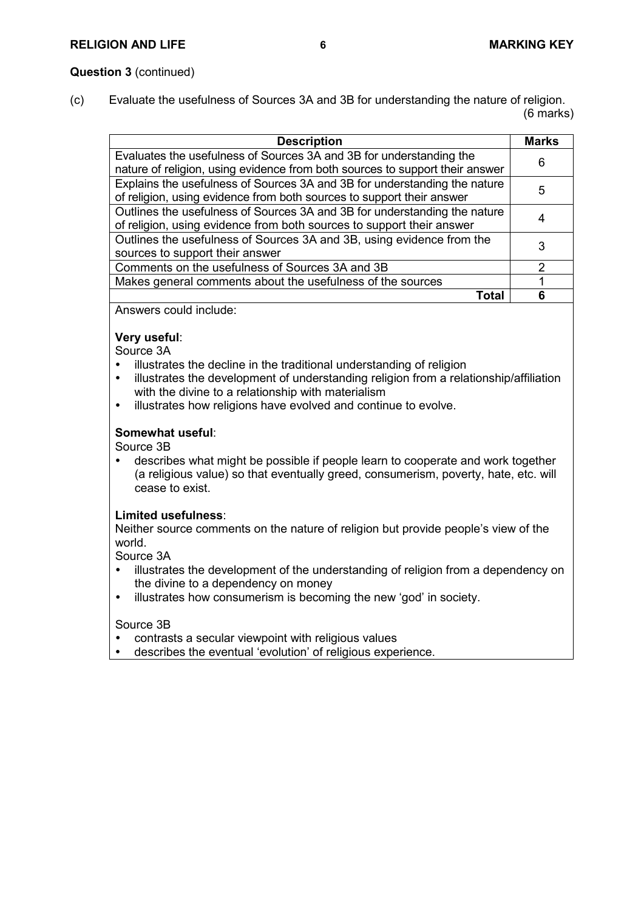**Question 3** (continued)

(c) Evaluate the usefulness of Sources 3A and 3B for understanding the nature of religion. (6 marks)

| Description | Marks |
|---|---|
| Evaluates the usefulness of Sources 3A and 3B for understanding the nature of religion, using evidence from both sources to support their answer | 6 |
| Explains the usefulness of Sources 3A and 3B for understanding the nature of religion, using evidence from both sources to support their answer | 5 |
| Outlines the usefulness of Sources 3A and 3B for understanding the nature of religion, using evidence from both sources to support their answer | 4 |
| Outlines the usefulness of Sources 3A and 3B, using evidence from the sources to support their answer | 3 |
| Comments on the usefulness of Sources 3A and 3B | 2 |
| Makes general comments about the usefulness of the sources | 1 |
| **Total** | **6** |

Answers could include:

**Very useful**:

Source 3A

- illustrates the decline in the traditional understanding of religion
- illustrates the development of understanding religion from a relationship/affiliation with the divine to a relationship with materialism
- illustrates how religions have evolved and continue to evolve.

**Somewhat useful**:

Source 3B

- describes what might be possible if people learn to cooperate and work together (a religious value) so that eventually greed, consumerism, poverty, hate, etc. will cease to exist.

**Limited usefulness**:

Neither source comments on the nature of religion but provide people's view of the world.

Source 3A

- illustrates the development of the understanding of religion from a dependency on the divine to a dependency on money
- illustrates how consumerism is becoming the new 'god' in society.

Source 3B

- contrasts a secular viewpoint with religious values
- describes the eventual 'evolution' of religious experience.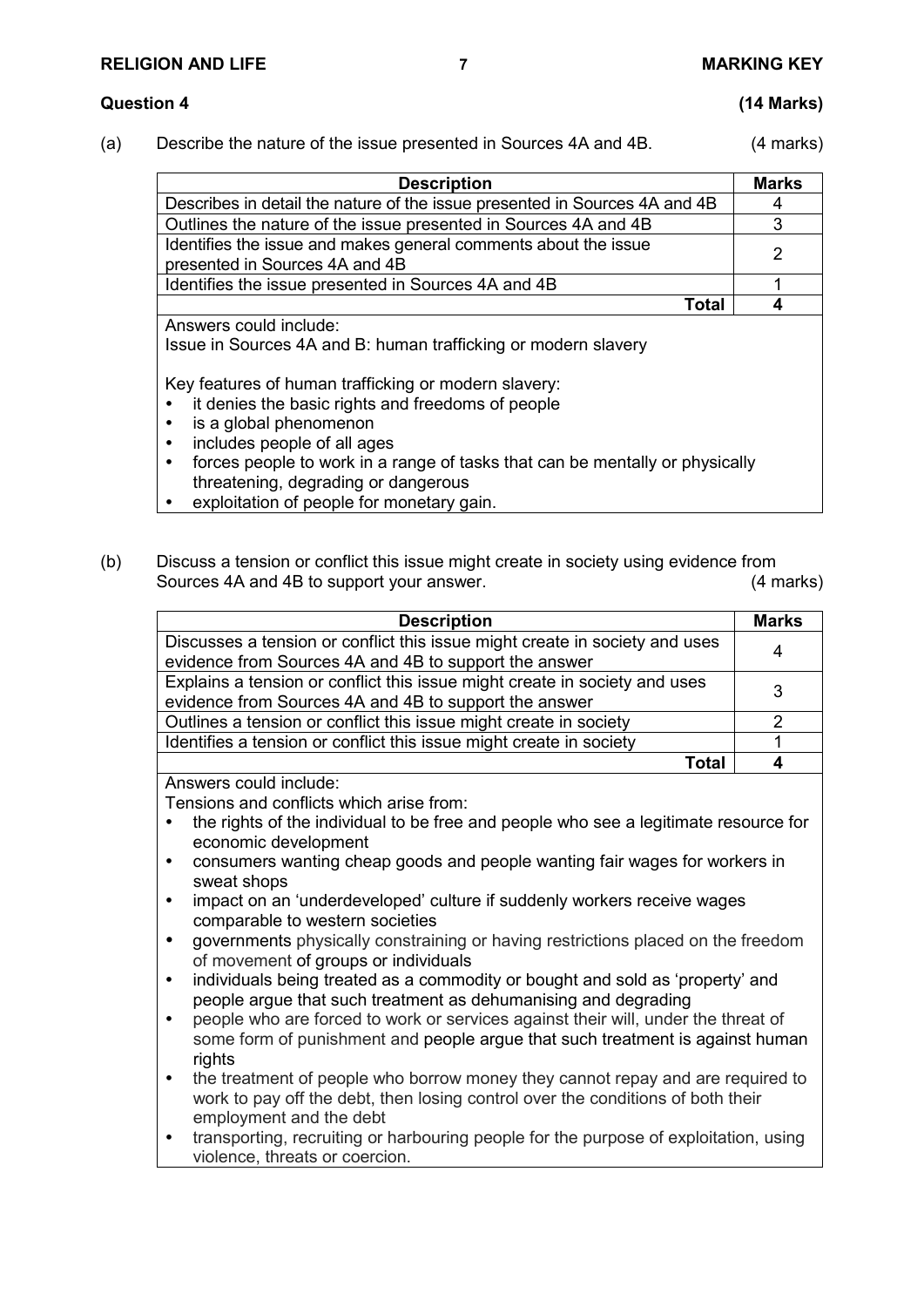**Question 4 (14 Marks)**

(a) Describe the nature of the issue presented in Sources 4A and 4B. (4 marks)

| Description | Marks |
|---|---|
| Describes in detail the nature of the issue presented in Sources 4A and 4B | 4 |
| Outlines the nature of the issue presented in Sources 4A and 4B | 3 |
| Identifies the issue and makes general comments about the issue presented in Sources 4A and 4B | 2 |
| Identifies the issue presented in Sources 4A and 4B | 1 |
| **Total** | **4** |

Answers could include:
Issue in Sources 4A and B: human trafficking or modern slavery

Key features of human trafficking or modern slavery:

- it denies the basic rights and freedoms of people
- is a global phenomenon
- includes people of all ages
- forces people to work in a range of tasks that can be mentally or physically threatening, degrading or dangerous
- exploitation of people for monetary gain.

(b) Discuss a tension or conflict this issue might create in society using evidence from Sources 4A and 4B to support your answer. (4 marks)

| Description | Marks |
|---|---|
| Discusses a tension or conflict this issue might create in society and uses evidence from Sources 4A and 4B to support the answer | 4 |
| Explains a tension or conflict this issue might create in society and uses evidence from Sources 4A and 4B to support the answer | 3 |
| Outlines a tension or conflict this issue might create in society | 2 |
| Identifies a tension or conflict this issue might create in society | 1 |
| **Total** | **4** |

Answers could include:
Tensions and conflicts which arise from:

- the rights of the individual to be free and people who see a legitimate resource for economic development
- consumers wanting cheap goods and people wanting fair wages for workers in sweat shops
- impact on an 'underdeveloped' culture if suddenly workers receive wages comparable to western societies
- governments physically constraining or having restrictions placed on the freedom of movement of groups or individuals
- individuals being treated as a commodity or bought and sold as 'property' and people argue that such treatment as dehumanising and degrading
- people who are forced to work or services against their will, under the threat of some form of punishment and people argue that such treatment is against human rights
- the treatment of people who borrow money they cannot repay and are required to work to pay off the debt, then losing control over the conditions of both their employment and the debt
- transporting, recruiting or harbouring people for the purpose of exploitation, using violence, threats or coercion.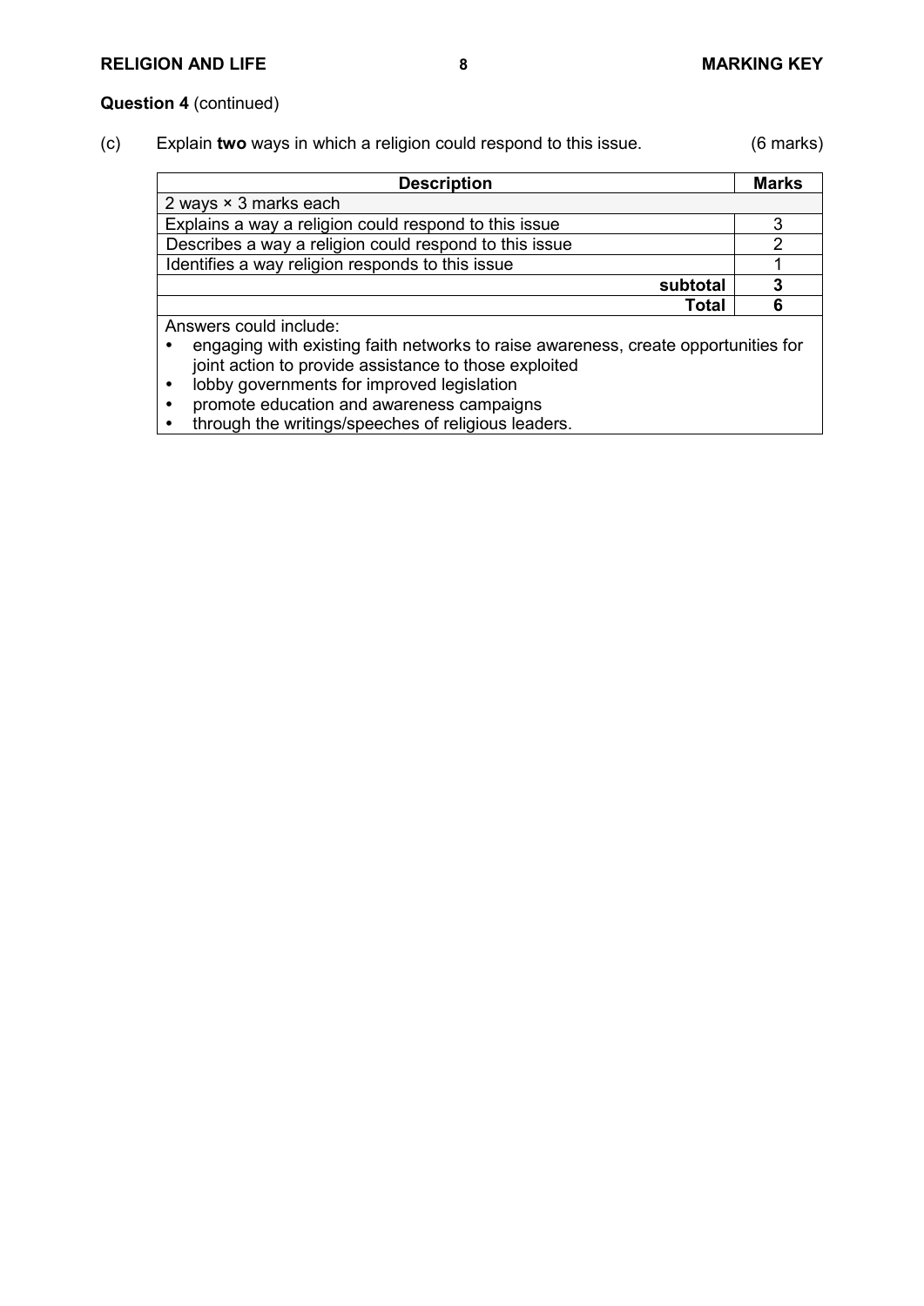**Question 4** (continued)

(c) Explain **two** ways in which a religion could respond to this issue. (6 marks)

| Description | Marks |
|---|---|
| 2 ways × 3 marks each | |
| Explains a way a religion could respond to this issue | 3 |
| Describes a way a religion could respond to this issue | 2 |
| Identifies a way religion responds to this issue | 1 |
| **subtotal** | **3** |
| **Total** | **6** |

Answers could include:

- engaging with existing faith networks to raise awareness, create opportunities for joint action to provide assistance to those exploited
- lobby governments for improved legislation
- promote education and awareness campaigns
- through the writings/speeches of religious leaders.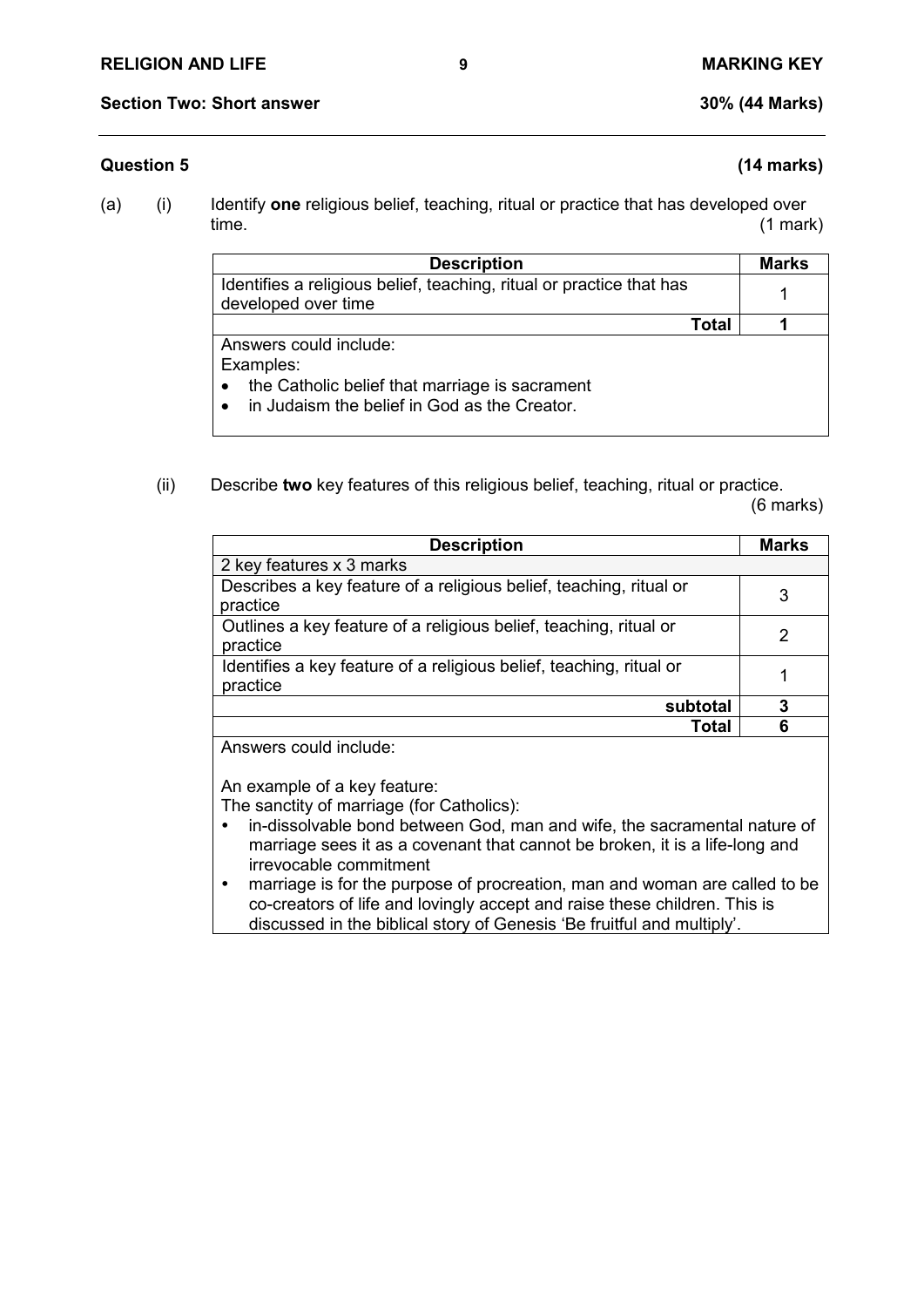## Section Two: Short answer

**30% (44 Marks)**

### Question 5

**(14 marks)**

(a) (i) Identify **one** religious belief, teaching, ritual or practice that has developed over time. (1 mark)

| Description | Marks |
|---|---|
| Identifies a religious belief, teaching, ritual or practice that has developed over time | 1 |
| **Total** | **1** |
| Answers could include:<br>Examples:<br>• the Catholic belief that marriage is sacrament<br>• in Judaism the belief in God as the Creator. | |

(ii) Describe **two** key features of this religious belief, teaching, ritual or practice. (6 marks)

| Description | Marks |
|---|---|
| 2 key features x 3 marks | |
| Describes a key feature of a religious belief, teaching, ritual or practice | 3 |
| Outlines a key feature of a religious belief, teaching, ritual or practice | 2 |
| Identifies a key feature of a religious belief, teaching, ritual or practice | 1 |
| **subtotal** | **3** |
| **Total** | **6** |
| Answers could include:<br><br>An example of a key feature:<br>The sanctity of marriage (for Catholics):<br>• in-dissolvable bond between God, man and wife, the sacramental nature of marriage sees it as a covenant that cannot be broken, it is a life-long and irrevocable commitment<br>• marriage is for the purpose of procreation, man and woman are called to be co-creators of life and lovingly accept and raise these children. This is discussed in the biblical story of Genesis 'Be fruitful and multiply'. | |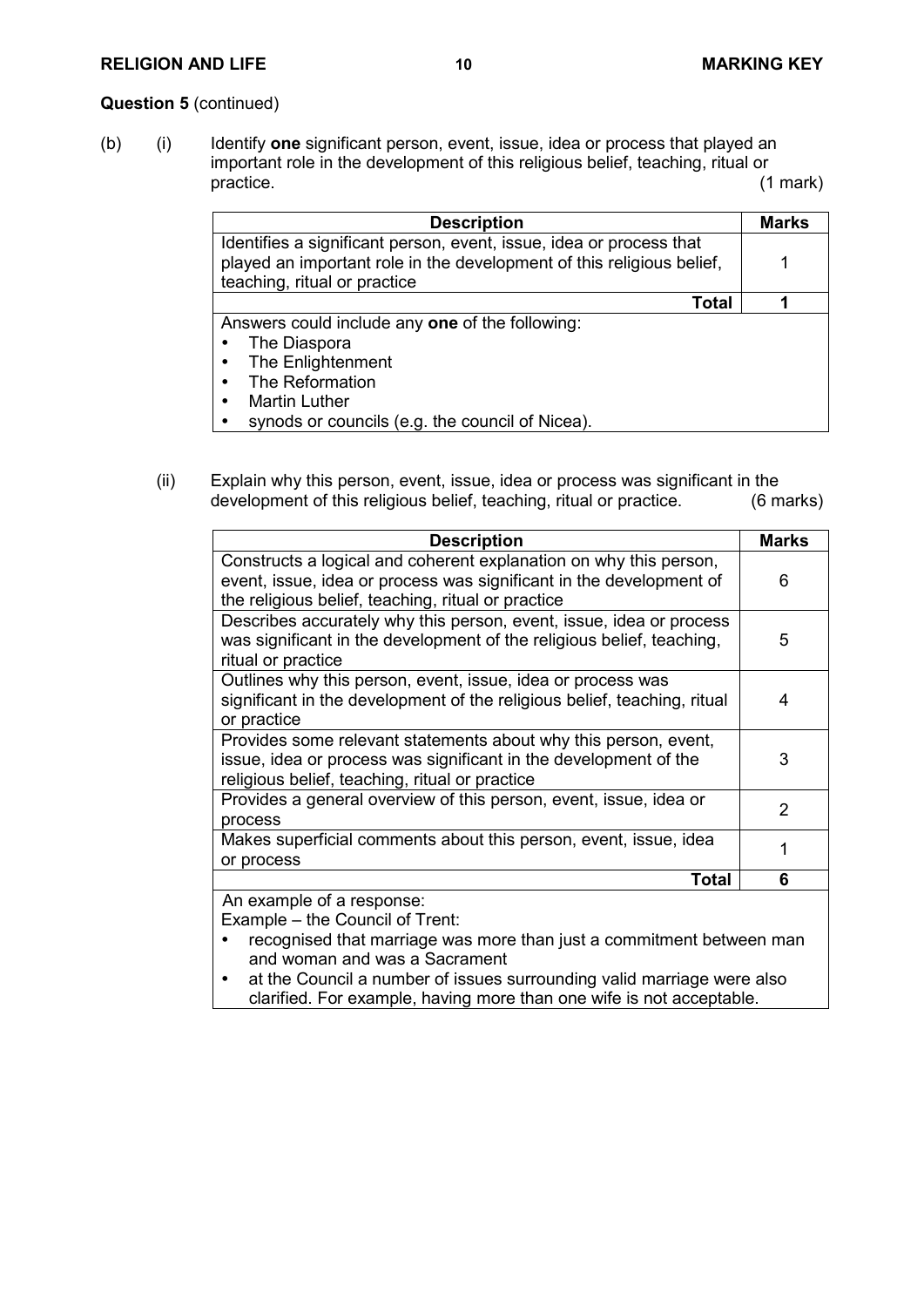**Question 5** (continued)

(b) (i) Identify **one** significant person, event, issue, idea or process that played an important role in the development of this religious belief, teaching, ritual or practice. (1 mark)

| Description | Marks |
|---|---|
| Identifies a significant person, event, issue, idea or process that played an important role in the development of this religious belief, teaching, ritual or practice | 1 |
| **Total** | **1** |
| Answers could include any **one** of the following:<br>• The Diaspora<br>• The Enlightenment<br>• The Reformation<br>• Martin Luther<br>• synods or councils (e.g. the council of Nicea). | |

(ii) Explain why this person, event, issue, idea or process was significant in the development of this religious belief, teaching, ritual or practice. (6 marks)

| Description | Marks |
|---|---|
| Constructs a logical and coherent explanation on why this person, event, issue, idea or process was significant in the development of the religious belief, teaching, ritual or practice | 6 |
| Describes accurately why this person, event, issue, idea or process was significant in the development of the religious belief, teaching, ritual or practice | 5 |
| Outlines why this person, event, issue, idea or process was significant in the development of the religious belief, teaching, ritual or practice | 4 |
| Provides some relevant statements about why this person, event, issue, idea or process was significant in the development of the religious belief, teaching, ritual or practice | 3 |
| Provides a general overview of this person, event, issue, idea or process | 2 |
| Makes superficial comments about this person, event, issue, idea or process | 1 |
| **Total** | **6** |
| An example of a response:<br>Example – the Council of Trent:<br>• recognised that marriage was more than just a commitment between man and woman and was a Sacrament<br>• at the Council a number of issues surrounding valid marriage were also clarified. For example, having more than one wife is not acceptable. | |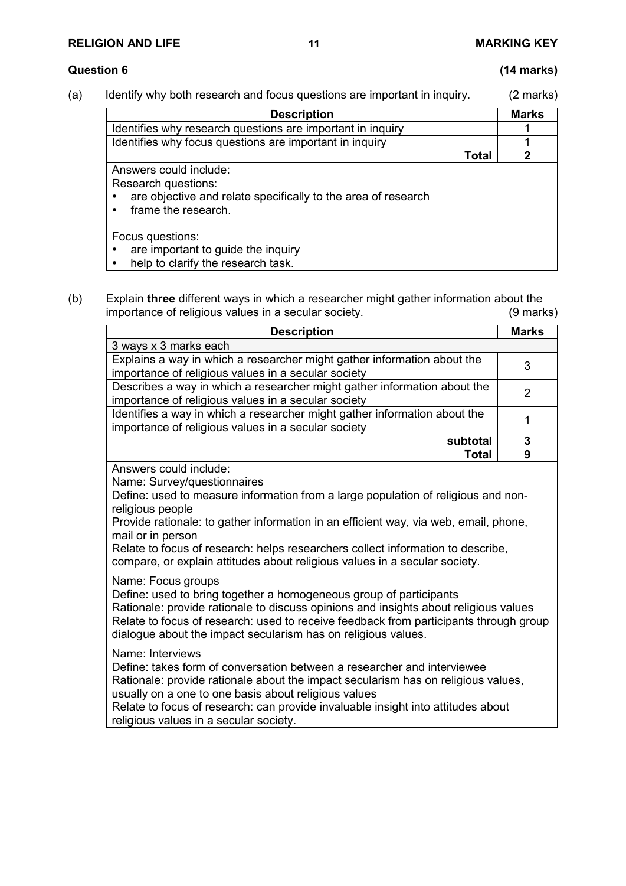**Question 6** **(14 marks)**

(a) Identify why both research and focus questions are important in inquiry. (2 marks)

| Description | Marks |
|---|---|
| Identifies why research questions are important in inquiry | 1 |
| Identifies why focus questions are important in inquiry | 1 |
| **Total** | **2** |

Answers could include:

Research questions:

- are objective and relate specifically to the area of research
- frame the research.

Focus questions:

- are important to guide the inquiry
- help to clarify the research task.

(b) Explain **three** different ways in which a researcher might gather information about the importance of religious values in a secular society. (9 marks)

| Description | Marks |
|---|---|
| 3 ways x 3 marks each | |
| Explains a way in which a researcher might gather information about the importance of religious values in a secular society | 3 |
| Describes a way in which a researcher might gather information about the importance of religious values in a secular society | 2 |
| Identifies a way in which a researcher might gather information about the importance of religious values in a secular society | 1 |
| **subtotal** | **3** |
| **Total** | **9** |

Answers could include:

Name: Survey/questionnaires
Define: used to measure information from a large population of religious and non-religious people
Provide rationale: to gather information in an efficient way, via web, email, phone, mail or in person
Relate to focus of research: helps researchers collect information to describe, compare, or explain attitudes about religious values in a secular society.

Name: Focus groups
Define: used to bring together a homogeneous group of participants
Rationale: provide rationale to discuss opinions and insights about religious values
Relate to focus of research: used to receive feedback from participants through group dialogue about the impact secularism has on religious values.

Name: Interviews
Define: takes form of conversation between a researcher and interviewee
Rationale: provide rationale about the impact secularism has on religious values, usually on a one to one basis about religious values
Relate to focus of research: can provide invaluable insight into attitudes about religious values in a secular society.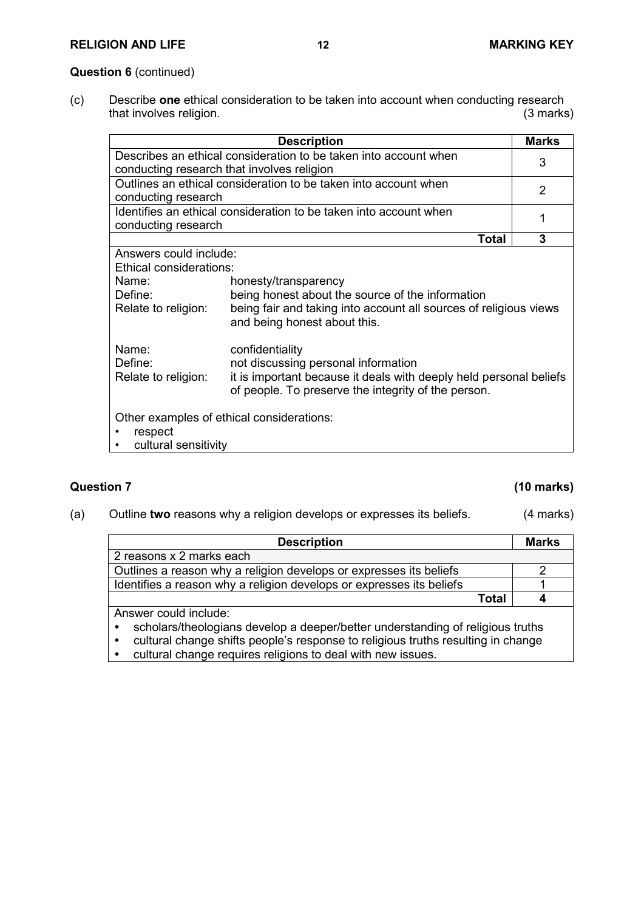**Question 6** (continued)

(c) Describe **one** ethical consideration to be taken into account when conducting research that involves religion. (3 marks)

| Description | Marks |
|---|---|
| Describes an ethical consideration to be taken into account when conducting research that involves religion | 3 |
| Outlines an ethical consideration to be taken into account when conducting research | 2 |
| Identifies an ethical consideration to be taken into account when conducting research | 1 |
| **Total** | **3** |

Answers could include:

Ethical considerations:

| | |
|---|---|
| Name: | honesty/transparency |
| Define: | being honest about the source of the information |
| Relate to religion: | being fair and taking into account all sources of religious views and being honest about this. |
| Name: | confidentiality |
| Define: | not discussing personal information |
| Relate to religion: | it is important because it deals with deeply held personal beliefs of people. To preserve the integrity of the person. |

Other examples of ethical considerations:

- respect
- cultural sensitivity

## Question 7 (10 marks)

(a) Outline **two** reasons why a religion develops or expresses its beliefs. (4 marks)

| Description | Marks |
|---|---|
| 2 reasons x 2 marks each | |
| Outlines a reason why a religion develops or expresses its beliefs | 2 |
| Identifies a reason why a religion develops or expresses its beliefs | 1 |
| **Total** | **4** |

Answer could include:

- scholars/theologians develop a deeper/better understanding of religious truths
- cultural change shifts people's response to religious truths resulting in change
- cultural change requires religions to deal with new issues.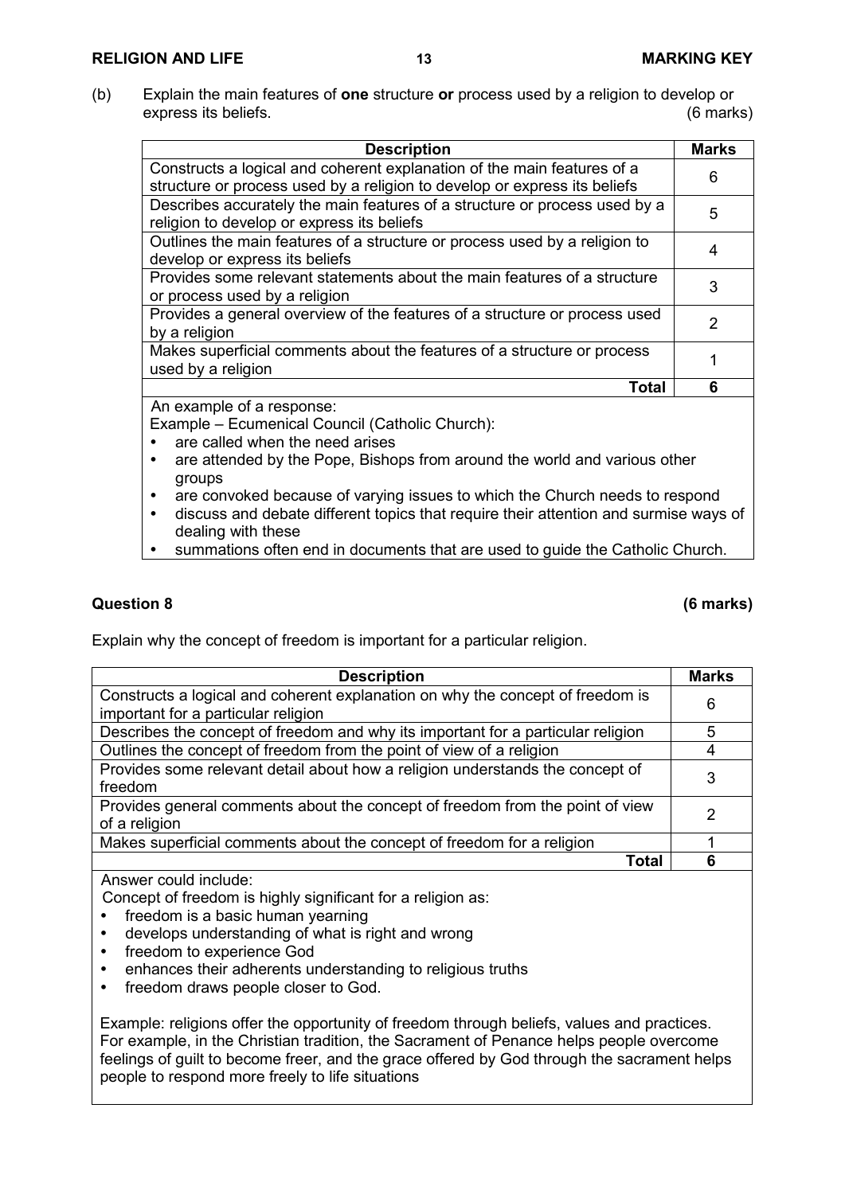(b) Explain the main features of **one** structure **or** process used by a religion to develop or express its beliefs. (6 marks)

| Description | Marks |
|---|---|
| Constructs a logical and coherent explanation of the main features of a structure or process used by a religion to develop or express its beliefs | 6 |
| Describes accurately the main features of a structure or process used by a religion to develop or express its beliefs | 5 |
| Outlines the main features of a structure or process used by a religion to develop or express its beliefs | 4 |
| Provides some relevant statements about the main features of a structure or process used by a religion | 3 |
| Provides a general overview of the features of a structure or process used by a religion | 2 |
| Makes superficial comments about the features of a structure or process used by a religion | 1 |
| **Total** | **6** |

An example of a response:
Example – Ecumenical Council (Catholic Church):

- are called when the need arises
- are attended by the Pope, Bishops from around the world and various other groups
- are convoked because of varying issues to which the Church needs to respond
- discuss and debate different topics that require their attention and surmise ways of dealing with these
- summations often end in documents that are used to guide the Catholic Church.

## Question 8 (6 marks)

Explain why the concept of freedom is important for a particular religion.

| Description | Marks |
|---|---|
| Constructs a logical and coherent explanation on why the concept of freedom is important for a particular religion | 6 |
| Describes the concept of freedom and why its important for a particular religion | 5 |
| Outlines the concept of freedom from the point of view of a religion | 4 |
| Provides some relevant detail about how a religion understands the concept of freedom | 3 |
| Provides general comments about the concept of freedom from the point of view of a religion | 2 |
| Makes superficial comments about the concept of freedom for a religion | 1 |
| **Total** | **6** |

Answer could include:
Concept of freedom is highly significant for a religion as:

- freedom is a basic human yearning
- develops understanding of what is right and wrong
- freedom to experience God
- enhances their adherents understanding to religious truths
- freedom draws people closer to God.

Example: religions offer the opportunity of freedom through beliefs, values and practices. For example, in the Christian tradition, the Sacrament of Penance helps people overcome feelings of guilt to become freer, and the grace offered by God through the sacrament helps people to respond more freely to life situations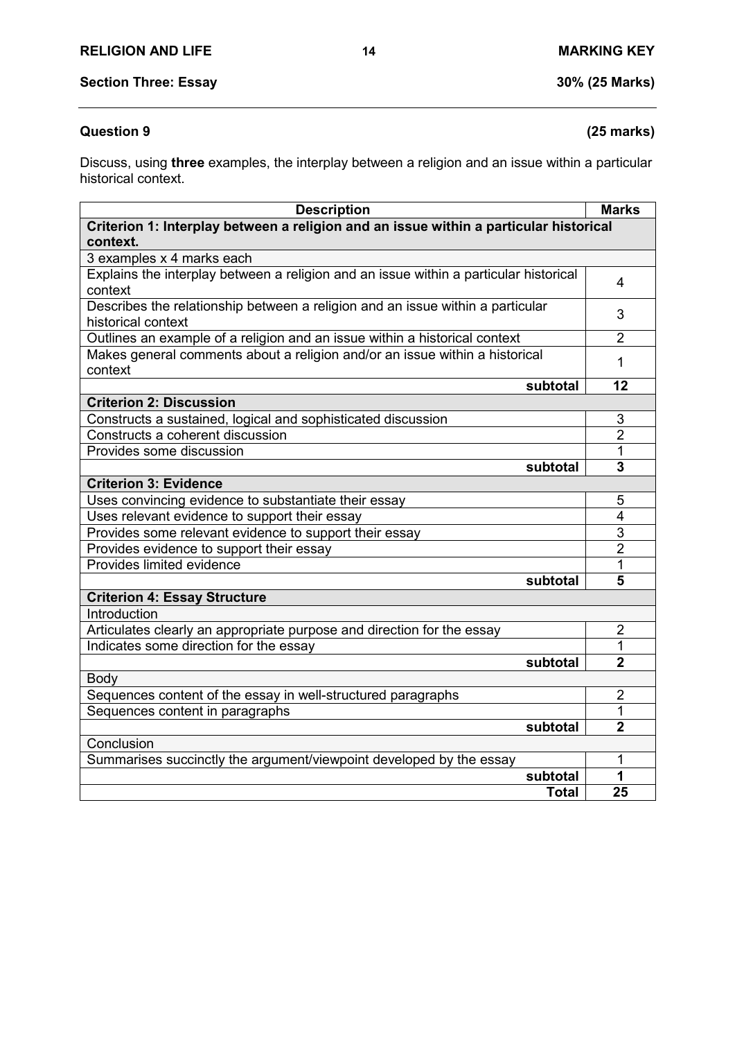**Section Three: Essay** **30% (25 Marks)**

**Question 9** **(25 marks)**

Discuss, using **three** examples, the interplay between a religion and an issue within a particular historical context.

| Description | Marks |
|---|---|
| **Criterion 1: Interplay between a religion and an issue within a particular historical context.** | |
| 3 examples x 4 marks each | |
| Explains the interplay between a religion and an issue within a particular historical context | 4 |
| Describes the relationship between a religion and an issue within a particular historical context | 3 |
| Outlines an example of a religion and an issue within a historical context | 2 |
| Makes general comments about a religion and/or an issue within a historical context | 1 |
| **subtotal** | **12** |
| **Criterion 2: Discussion** | |
| Constructs a sustained, logical and sophisticated discussion | 3 |
| Constructs a coherent discussion | 2 |
| Provides some discussion | 1 |
| **subtotal** | **3** |
| **Criterion 3: Evidence** | |
| Uses convincing evidence to substantiate their essay | 5 |
| Uses relevant evidence to support their essay | 4 |
| Provides some relevant evidence to support their essay | 3 |
| Provides evidence to support their essay | 2 |
| Provides limited evidence | 1 |
| **subtotal** | **5** |
| **Criterion 4: Essay Structure** | |
| Introduction | |
| Articulates clearly an appropriate purpose and direction for the essay | 2 |
| Indicates some direction for the essay | 1 |
| **subtotal** | **2** |
| Body | |
| Sequences content of the essay in well-structured paragraphs | 2 |
| Sequences content in paragraphs | 1 |
| **subtotal** | **2** |
| Conclusion | |
| Summarises succinctly the argument/viewpoint developed by the essay | 1 |
| **subtotal** | **1** |
| **Total** | **25** |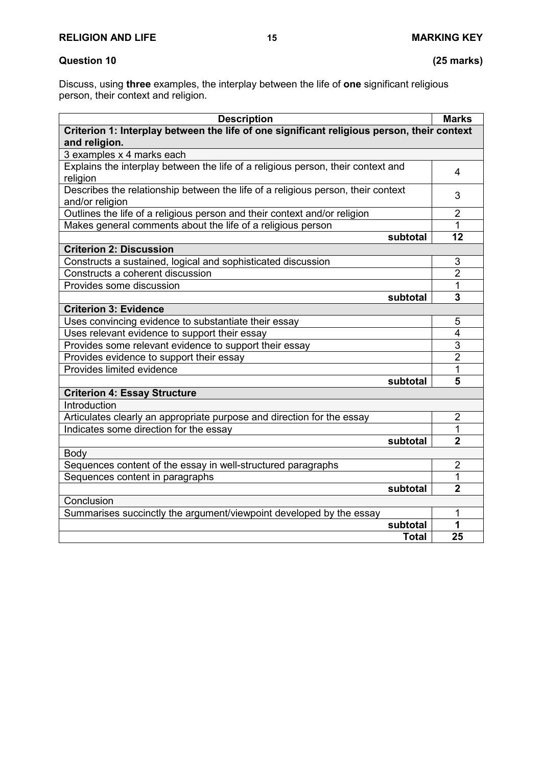## Question 10 **(25 marks)**

Discuss, using **three** examples, the interplay between the life of **one** significant religious person, their context and religion.

| Description | Marks |
|---|---|
| **Criterion 1: Interplay between the life of one significant religious person, their context and religion.** | |
| 3 examples x 4 marks each | |
| Explains the interplay between the life of a religious person, their context and religion | 4 |
| Describes the relationship between the life of a religious person, their context and/or religion | 3 |
| Outlines the life of a religious person and their context and/or religion | 2 |
| Makes general comments about the life of a religious person | 1 |
| **subtotal** | **12** |
| **Criterion 2: Discussion** | |
| Constructs a sustained, logical and sophisticated discussion | 3 |
| Constructs a coherent discussion | 2 |
| Provides some discussion | 1 |
| **subtotal** | **3** |
| **Criterion 3: Evidence** | |
| Uses convincing evidence to substantiate their essay | 5 |
| Uses relevant evidence to support their essay | 4 |
| Provides some relevant evidence to support their essay | 3 |
| Provides evidence to support their essay | 2 |
| Provides limited evidence | 1 |
| **subtotal** | **5** |
| **Criterion 4: Essay Structure** | |
| Introduction | |
| Articulates clearly an appropriate purpose and direction for the essay | 2 |
| Indicates some direction for the essay | 1 |
| **subtotal** | **2** |
| Body | |
| Sequences content of the essay in well-structured paragraphs | 2 |
| Sequences content in paragraphs | 1 |
| **subtotal** | **2** |
| Conclusion | |
| Summarises succinctly the argument/viewpoint developed by the essay | 1 |
| **subtotal** | **1** |
| **Total** | **25** |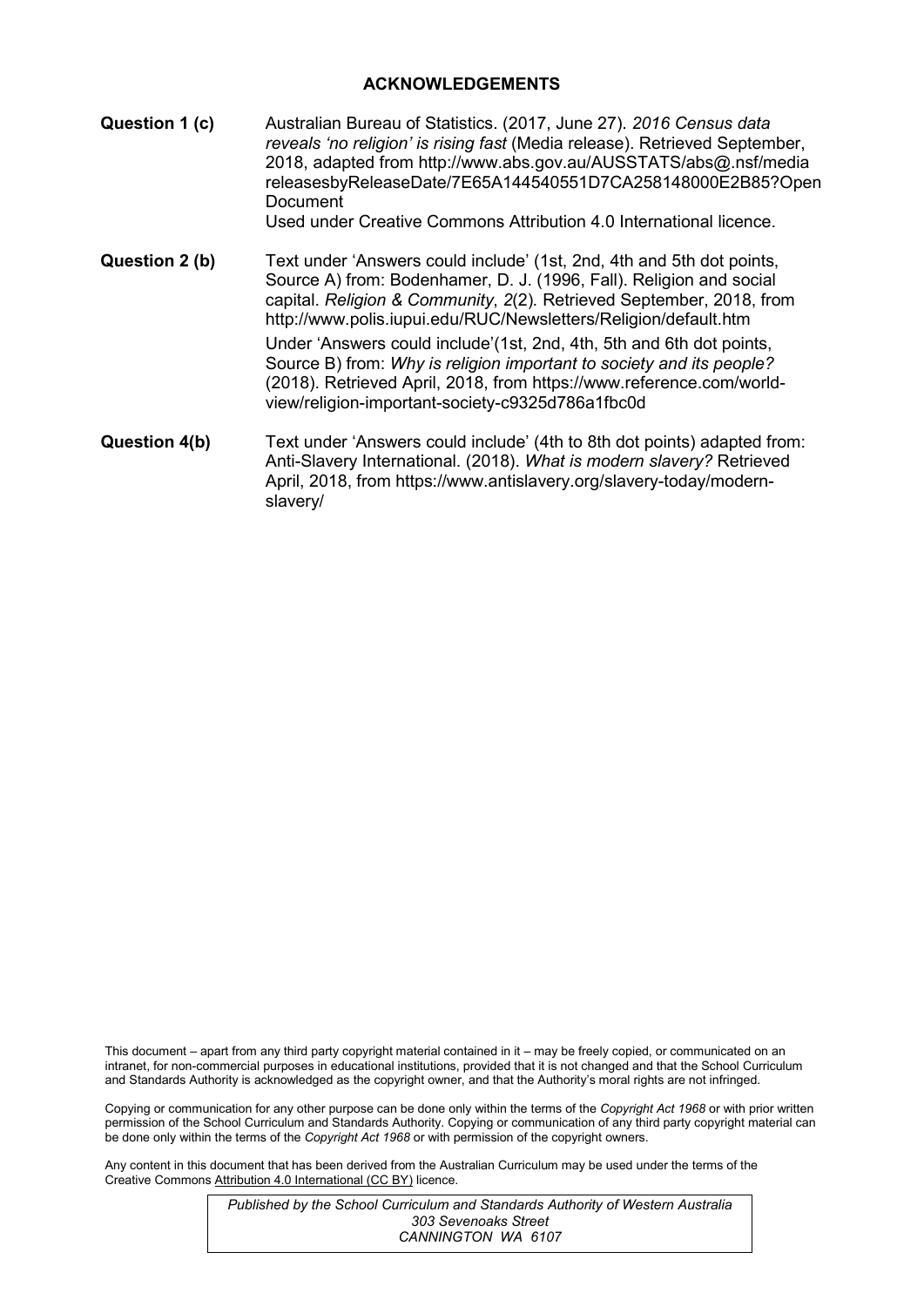## ACKNOWLEDGEMENTS

**Question 1 (c)** Australian Bureau of Statistics. (2017, June 27). *2016 Census data reveals 'no religion' is rising fast* (Media release). Retrieved September, 2018, adapted from http://www.abs.gov.au/AUSSTATS/abs@.nsf/mediareleasesbyReleaseDate/7E65A144540551D7CA258148000E2B85?OpenDocument
Used under Creative Commons Attribution 4.0 International licence.

**Question 2 (b)** Text under 'Answers could include' (1st, 2nd, 4th and 5th dot points, Source A) from: Bodenhamer, D. J. (1996, Fall). Religion and social capital. *Religion & Community*, *2*(2)*.* Retrieved September, 2018, from http://www.polis.iupui.edu/RUC/Newsletters/Religion/default.htm

Under 'Answers could include'(1st, 2nd, 4th, 5th and 6th dot points, Source B) from: *Why is religion important to society and its people?* (2018). Retrieved April, 2018, from https://www.reference.com/world-view/religion-important-society-c9325d786a1fbc0d

**Question 4(b)** Text under 'Answers could include' (4th to 8th dot points) adapted from: Anti-Slavery International. (2018). *What is modern slavery?* Retrieved April, 2018, from https://www.antislavery.org/slavery-today/modern-slavery/

This document – apart from any third party copyright material contained in it – may be freely copied, or communicated on an intranet, for non-commercial purposes in educational institutions, provided that it is not changed and that the School Curriculum and Standards Authority is acknowledged as the copyright owner, and that the Authority's moral rights are not infringed.

Copying or communication for any other purpose can be done only within the terms of the *Copyright Act 1968* or with prior written permission of the School Curriculum and Standards Authority. Copying or communication of any third party copyright material can be done only within the terms of the *Copyright Act 1968* or with permission of the copyright owners.

Any content in this document that has been derived from the Australian Curriculum may be used under the terms of the Creative Commons Attribution 4.0 International (CC BY) licence.

*Published by the School Curriculum and Standards Authority of Western Australia*
*303 Sevenoaks Street*
*CANNINGTON WA 6107*